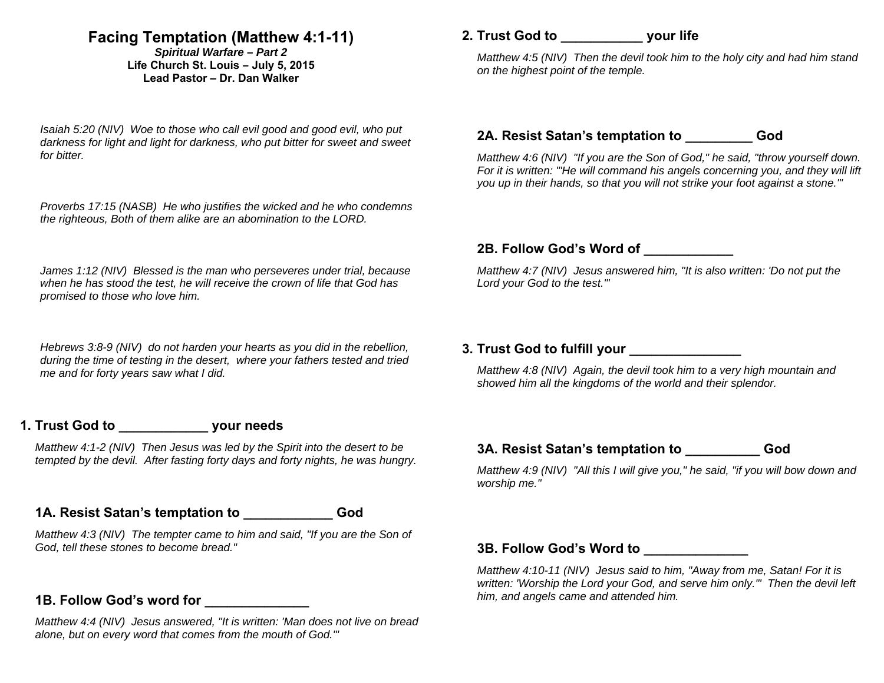# Facing Temptation (Matthew 4:1-11)

***Spiritual Warfare – Part 2***

**Life Church St. Louis – July 5, 2015**

**Lead Pastor – Dr. Dan Walker**

*Isaiah 5:20 (NIV) Woe to those who call evil good and good evil, who put darkness for light and light for darkness, who put bitter for sweet and sweet for bitter.*

*Proverbs 17:15 (NASB) He who justifies the wicked and he who condemns the righteous, Both of them alike are an abomination to the LORD.*

*James 1:12 (NIV) Blessed is the man who perseveres under trial, because when he has stood the test, he will receive the crown of life that God has promised to those who love him.*

*Hebrews 3:8-9 (NIV) do not harden your hearts as you did in the rebellion, during the time of testing in the desert, where your fathers tested and tried me and for forty years saw what I did.*

## 1. Trust God to ____________ your needs

*Matthew 4:1-2 (NIV) Then Jesus was led by the Spirit into the desert to be tempted by the devil. After fasting forty days and forty nights, he was hungry.*

### 1A. Resist Satan's temptation to ____________ God

*Matthew 4:3 (NIV) The tempter came to him and said, "If you are the Son of God, tell these stones to become bread."*

### 1B. Follow God's word for ______________

*Matthew 4:4 (NIV) Jesus answered, "It is written: 'Man does not live on bread alone, but on every word that comes from the mouth of God.'"*

## 2. Trust God to ___________ your life

*Matthew 4:5 (NIV) Then the devil took him to the holy city and had him stand on the highest point of the temple.*

### 2A. Resist Satan's temptation to _________ God

*Matthew 4:6 (NIV) "If you are the Son of God," he said, "throw yourself down. For it is written: '"He will command his angels concerning you, and they will lift you up in their hands, so that you will not strike your foot against a stone."'*

### 2B. Follow God's Word of ____________

*Matthew 4:7 (NIV) Jesus answered him, "It is also written: 'Do not put the Lord your God to the test.'"*

## 3. Trust God to fulfill your _______________

*Matthew 4:8 (NIV) Again, the devil took him to a very high mountain and showed him all the kingdoms of the world and their splendor.*

### 3A. Resist Satan's temptation to __________ God

*Matthew 4:9 (NIV) "All this I will give you," he said, "if you will bow down and worship me."*

### 3B. Follow God's Word to ______________

*Matthew 4:10-11 (NIV) Jesus said to him, "Away from me, Satan! For it is written: 'Worship the Lord your God, and serve him only.'" Then the devil left him, and angels came and attended him.*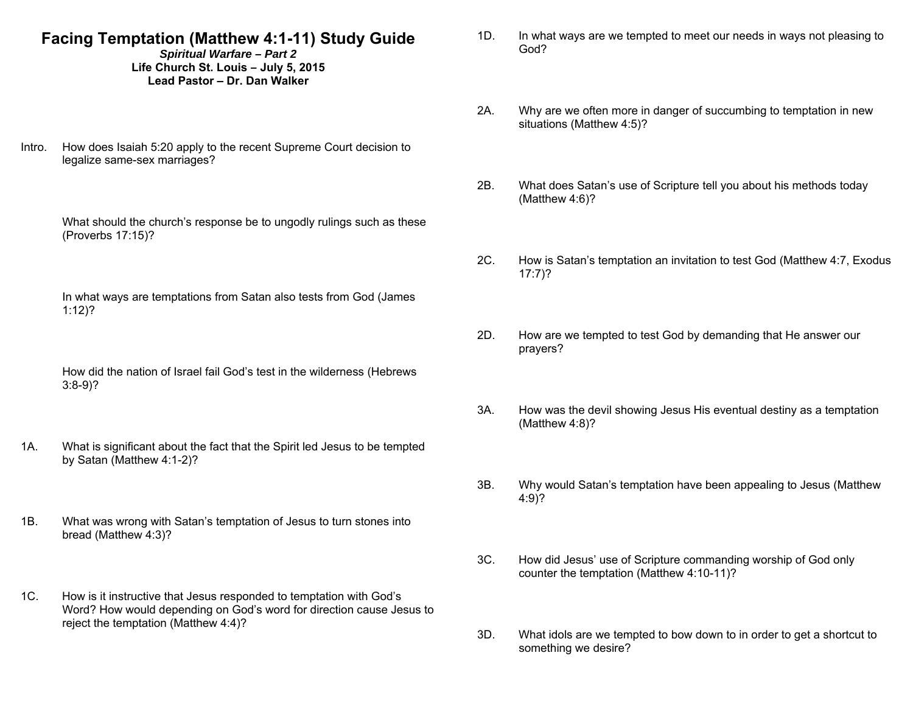# Facing Temptation (Matthew 4:1-11) Study Guide

***Spiritual Warfare – Part 2***

**Life Church St. Louis – July 5, 2015**

**Lead Pastor – Dr. Dan Walker**

Intro. How does Isaiah 5:20 apply to the recent Supreme Court decision to legalize same-sex marriages?

What should the church's response be to ungodly rulings such as these (Proverbs 17:15)?

In what ways are temptations from Satan also tests from God (James 1:12)?

How did the nation of Israel fail God's test in the wilderness (Hebrews 3:8-9)?

1A. What is significant about the fact that the Spirit led Jesus to be tempted by Satan (Matthew 4:1-2)?

1B. What was wrong with Satan's temptation of Jesus to turn stones into bread (Matthew 4:3)?

1C. How is it instructive that Jesus responded to temptation with God's Word? How would depending on God's word for direction cause Jesus to reject the temptation (Matthew 4:4)?

1D. In what ways are we tempted to meet our needs in ways not pleasing to God?

2A. Why are we often more in danger of succumbing to temptation in new situations (Matthew 4:5)?

2B. What does Satan's use of Scripture tell you about his methods today (Matthew 4:6)?

2C. How is Satan's temptation an invitation to test God (Matthew 4:7, Exodus 17:7)?

2D. How are we tempted to test God by demanding that He answer our prayers?

3A. How was the devil showing Jesus His eventual destiny as a temptation (Matthew 4:8)?

3B. Why would Satan's temptation have been appealing to Jesus (Matthew 4:9)?

3C. How did Jesus' use of Scripture commanding worship of God only counter the temptation (Matthew 4:10-11)?

3D. What idols are we tempted to bow down to in order to get a shortcut to something we desire?